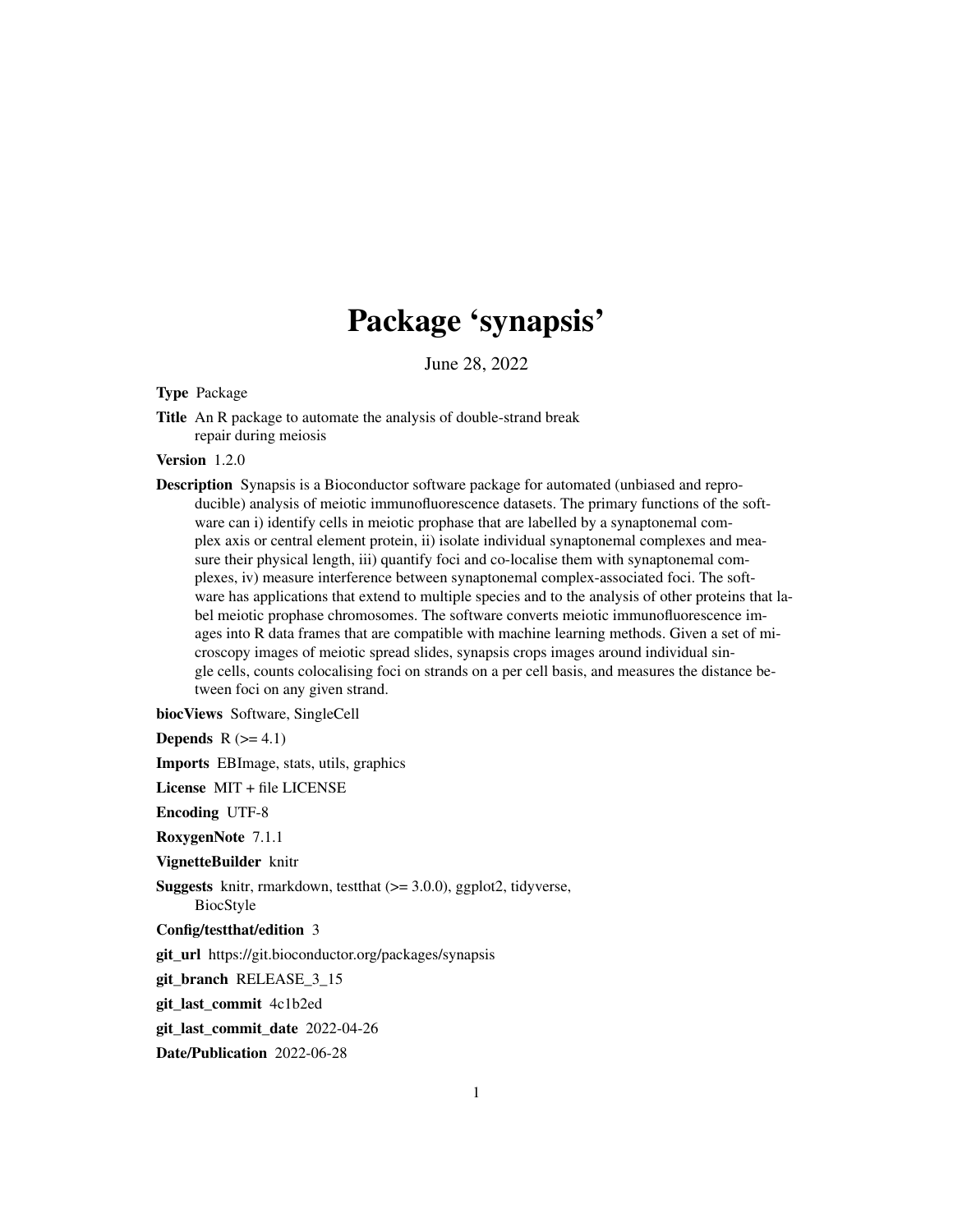# Package 'synapsis'

June 28, 2022

**Type** Package

**Title** An R package to automate the analysis of double-strand break repair during meiosis

**Version** 1.2.0

**Description** Synapsis is a Bioconductor software package for automated (unbiased and reproducible) analysis of meiotic immunofluorescence datasets. The primary functions of the software can i) identify cells in meiotic prophase that are labelled by a synaptonemal complex axis or central element protein, ii) isolate individual synaptonemal complexes and measure their physical length, iii) quantify foci and co-localise them with synaptonemal complexes, iv) measure interference between synaptonemal complex-associated foci. The software has applications that extend to multiple species and to the analysis of other proteins that label meiotic prophase chromosomes. The software converts meiotic immunofluorescence images into R data frames that are compatible with machine learning methods. Given a set of microscopy images of meiotic spread slides, synapsis crops images around individual single cells, counts colocalising foci on strands on a per cell basis, and measures the distance between foci on any given strand.

**biocViews** Software, SingleCell

**Depends** R (>= 4.1)

**Imports** EBImage, stats, utils, graphics

**License** MIT + file LICENSE

**Encoding** UTF-8

**RoxygenNote** 7.1.1

**VignetteBuilder** knitr

**Suggests** knitr, rmarkdown, testthat (>= 3.0.0), ggplot2, tidyverse, BiocStyle

**Config/testthat/edition** 3

**git_url** https://git.bioconductor.org/packages/synapsis

**git_branch** RELEASE_3_15

**git_last_commit** 4c1b2ed

**git_last_commit_date** 2022-04-26

**Date/Publication** 2022-06-28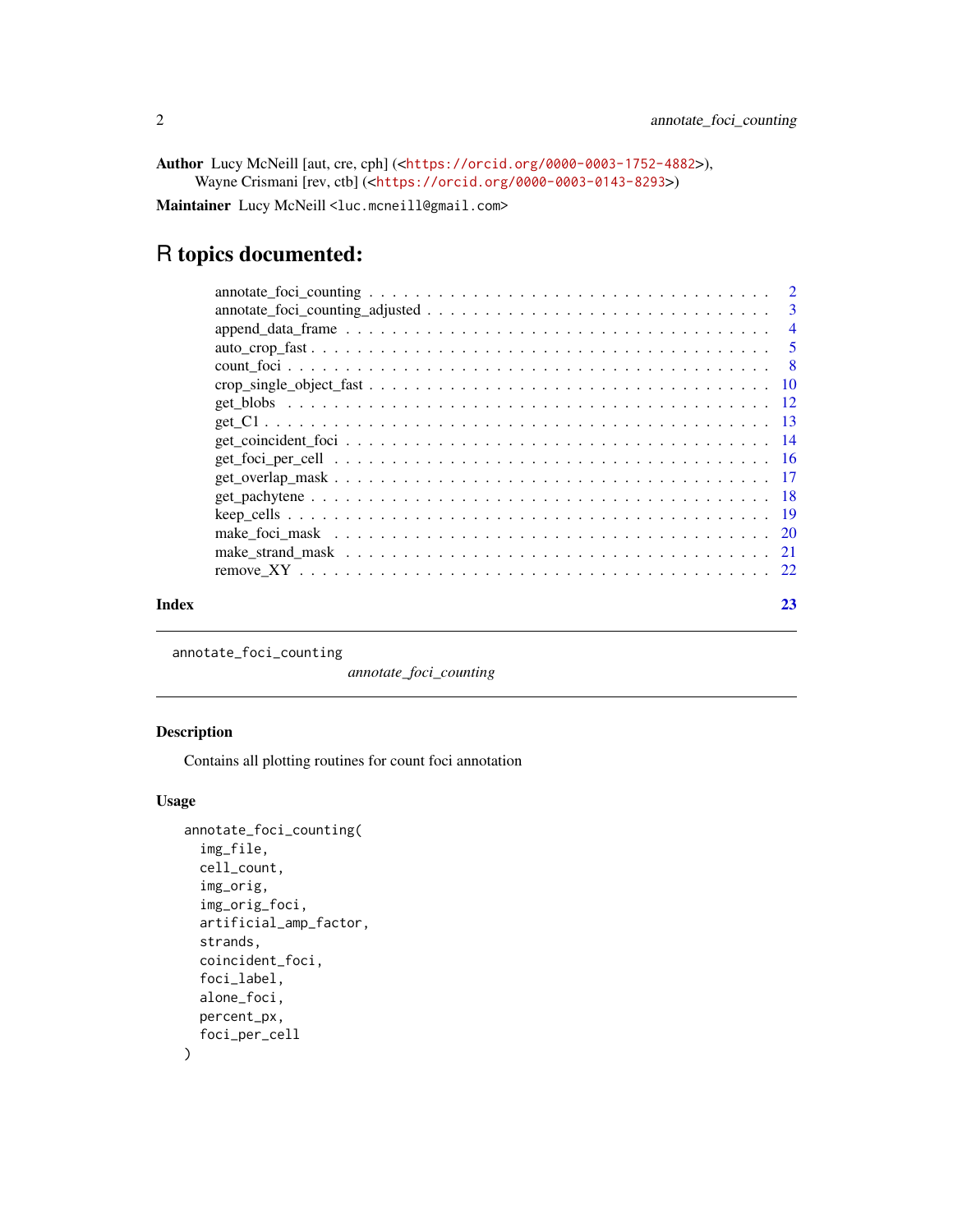**Author** Lucy McNeill [aut, cre, cph] (<https://orcid.org/0000-0003-1752-4882>), Wayne Crismani [rev, ctb] (<https://orcid.org/0000-0003-0143-8293>)

**Maintainer** Lucy McNeill <luc.mcneill@gmail.com>

# R topics documented:

- annotate_foci_counting . . . . . . . . . . . . . . . . . . . . . . . . . . . . . . . . . . . 2
- annotate_foci_counting_adjusted . . . . . . . . . . . . . . . . . . . . . . . . . . . . . 3
- append_data_frame . . . . . . . . . . . . . . . . . . . . . . . . . . . . . . . . . . . . 4
- auto_crop_fast . . . . . . . . . . . . . . . . . . . . . . . . . . . . . . . . . . . . . . . 5
- count_foci . . . . . . . . . . . . . . . . . . . . . . . . . . . . . . . . . . . . . . . . . 8
- crop_single_object_fast . . . . . . . . . . . . . . . . . . . . . . . . . . . . . . . . . . 10
- get_blobs . . . . . . . . . . . . . . . . . . . . . . . . . . . . . . . . . . . . . . . . . 12
- get_C1 . . . . . . . . . . . . . . . . . . . . . . . . . . . . . . . . . . . . . . . . . . 13
- get_coincident_foci . . . . . . . . . . . . . . . . . . . . . . . . . . . . . . . . . . . . 14
- get_foci_per_cell . . . . . . . . . . . . . . . . . . . . . . . . . . . . . . . . . . . . . 16
- get_overlap_mask . . . . . . . . . . . . . . . . . . . . . . . . . . . . . . . . . . . . . 17
- get_pachytene . . . . . . . . . . . . . . . . . . . . . . . . . . . . . . . . . . . . . . . 18
- keep_cells . . . . . . . . . . . . . . . . . . . . . . . . . . . . . . . . . . . . . . . . . 19
- make_foci_mask . . . . . . . . . . . . . . . . . . . . . . . . . . . . . . . . . . . . . . 20
- make_strand_mask . . . . . . . . . . . . . . . . . . . . . . . . . . . . . . . . . . . . . 21
- remove_XY . . . . . . . . . . . . . . . . . . . . . . . . . . . . . . . . . . . . . . . . . 22

**Index** 23

---

`annotate_foci_counting` *annotate_foci_counting*

---

### Description

Contains all plotting routines for count foci annotation

### Usage

```
annotate_foci_counting(
  img_file,
  cell_count,
  img_orig,
  img_orig_foci,
  artificial_amp_factor,
  strands,
  coincident_foci,
  foci_label,
  alone_foci,
  percent_px,
  foci_per_cell
)
```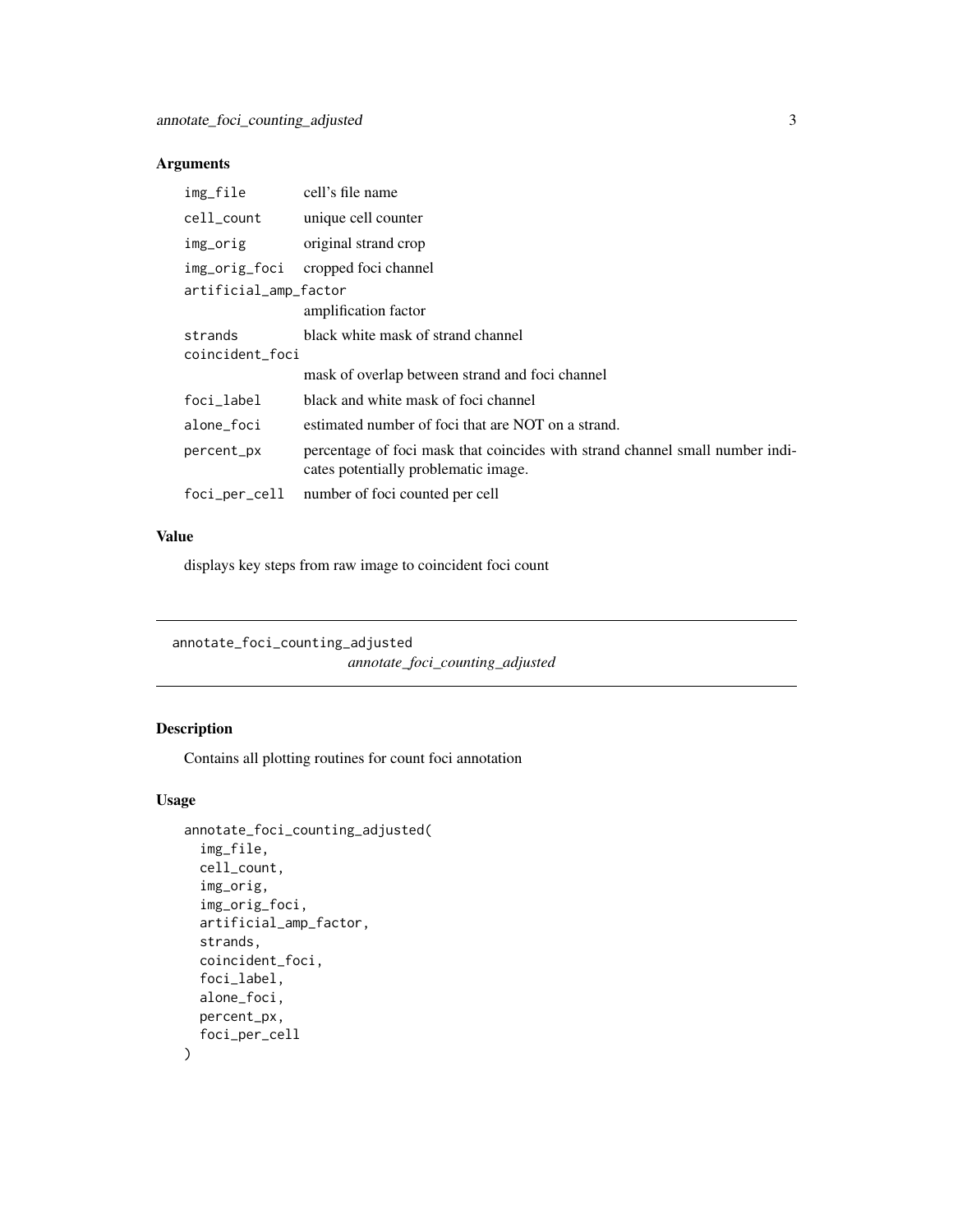## Arguments

| | |
|---|---|
| img_file | cell's file name |
| cell_count | unique cell counter |
| img_orig | original strand crop |
| img_orig_foci | cropped foci channel |
| artificial_amp_factor | amplification factor |
| strands | black white mask of strand channel |
| coincident_foci | mask of overlap between strand and foci channel |
| foci_label | black and white mask of foci channel |
| alone_foci | estimated number of foci that are NOT on a strand. |
| percent_px | percentage of foci mask that coincides with strand channel small number indicates potentially problematic image. |
| foci_per_cell | number of foci counted per cell |

## Value

displays key steps from raw image to coincident foci count

---

# annotate_foci_counting_adjusted

*annotate_foci_counting_adjusted*

## Description

Contains all plotting routines for count foci annotation

## Usage

```
annotate_foci_counting_adjusted(
  img_file,
  cell_count,
  img_orig,
  img_orig_foci,
  artificial_amp_factor,
  strands,
  coincident_foci,
  foci_label,
  alone_foci,
  percent_px,
  foci_per_cell
)
```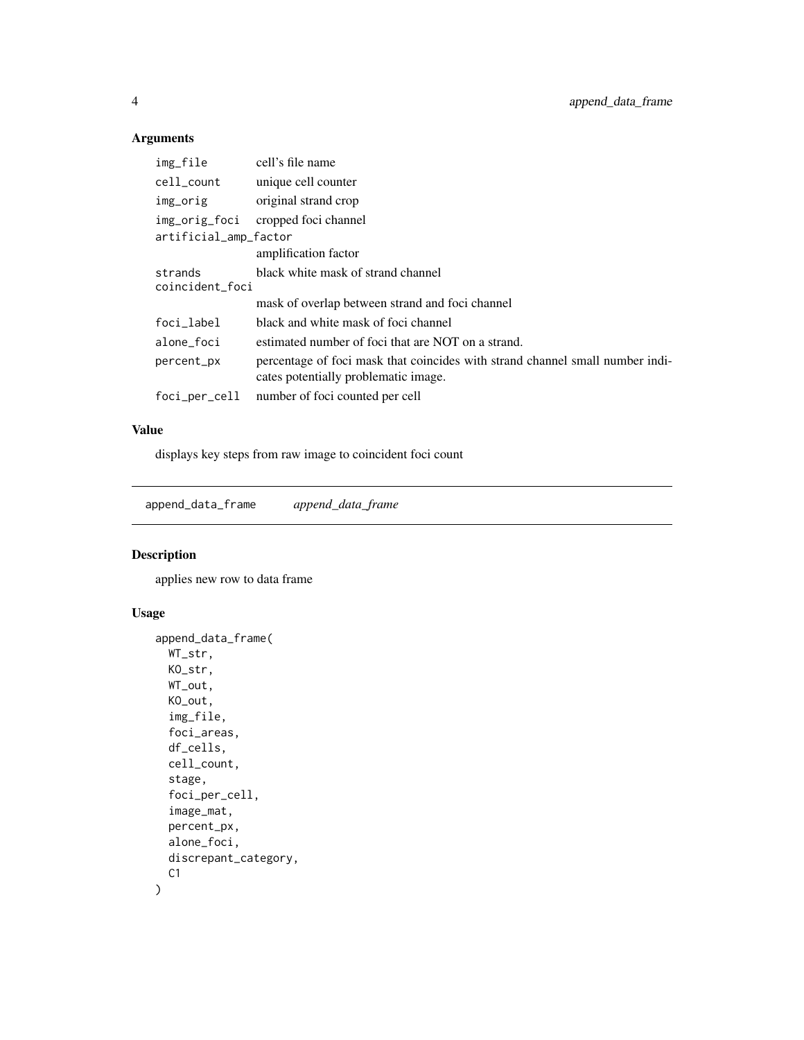## Arguments

| | |
|---|---|
| `img_file` | cell's file name |
| `cell_count` | unique cell counter |
| `img_orig` | original strand crop |
| `img_orig_foci` | cropped foci channel |
| `artificial_amp_factor` | amplification factor |
| `strands` | black white mask of strand channel |
| `coincident_foci` | mask of overlap between strand and foci channel |
| `foci_label` | black and white mask of foci channel |
| `alone_foci` | estimated number of foci that are NOT on a strand. |
| `percent_px` | percentage of foci mask that coincides with strand channel small number indicates potentially problematic image. |
| `foci_per_cell` | number of foci counted per cell |

## Value

displays key steps from raw image to coincident foci count

---

# append_data_frame *append_data_frame*

## Description

applies new row to data frame

## Usage

```
append_data_frame(
  WT_str,
  KO_str,
  WT_out,
  KO_out,
  img_file,
  foci_areas,
  df_cells,
  cell_count,
  stage,
  foci_per_cell,
  image_mat,
  percent_px,
  alone_foci,
  discrepant_category,
  C1
)
```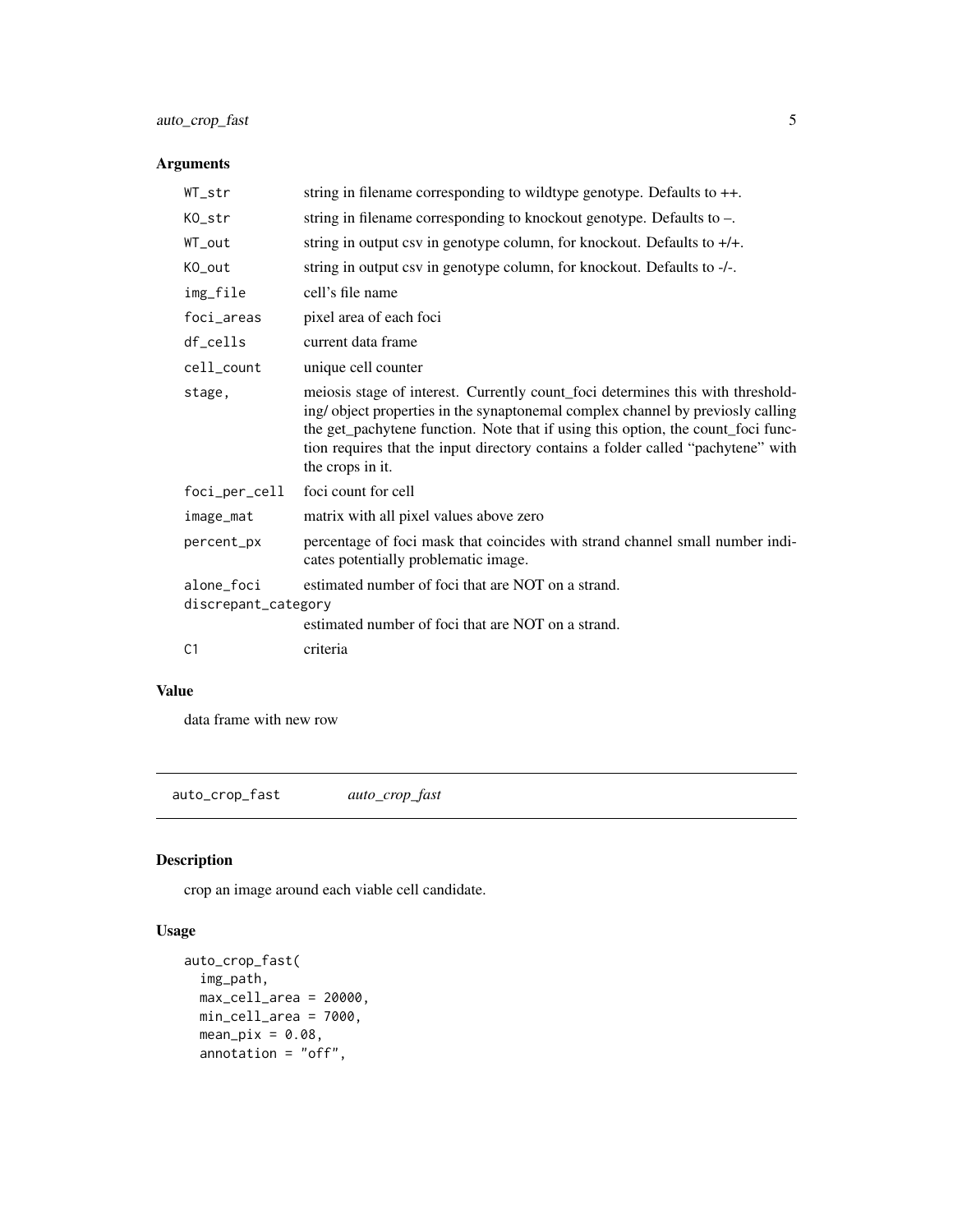## Arguments

| | |
|---|---|
| `WT_str` | string in filename corresponding to wildtype genotype. Defaults to ++. |
| `KO_str` | string in filename corresponding to knockout genotype. Defaults to –. |
| `WT_out` | string in output csv in genotype column, for knockout. Defaults to +/+. |
| `KO_out` | string in output csv in genotype column, for knockout. Defaults to -/-. |
| `img_file` | cell's file name |
| `foci_areas` | pixel area of each foci |
| `df_cells` | current data frame |
| `cell_count` | unique cell counter |
| `stage,` | meiosis stage of interest. Currently count_foci determines this with thresholding/ object properties in the synaptonemal complex channel by previosly calling the get_pachytene function. Note that if using this option, the count_foci function requires that the input directory contains a folder called "pachytene" with the crops in it. |
| `foci_per_cell` | foci count for cell |
| `image_mat` | matrix with all pixel values above zero |
| `percent_px` | percentage of foci mask that coincides with strand channel small number indicates potentially problematic image. |
| `alone_foci` | estimated number of foci that are NOT on a strand. |
| `discrepant_category` | estimated number of foci that are NOT on a strand. |
| `C1` | criteria |

## Value

data frame with new row

---

`auto_crop_fast` *auto_crop_fast*

---

## Description

crop an image around each viable cell candidate.

## Usage

```
auto_crop_fast(
  img_path,
  max_cell_area = 20000,
  min_cell_area = 7000,
  mean_pix = 0.08,
  annotation = "off",
```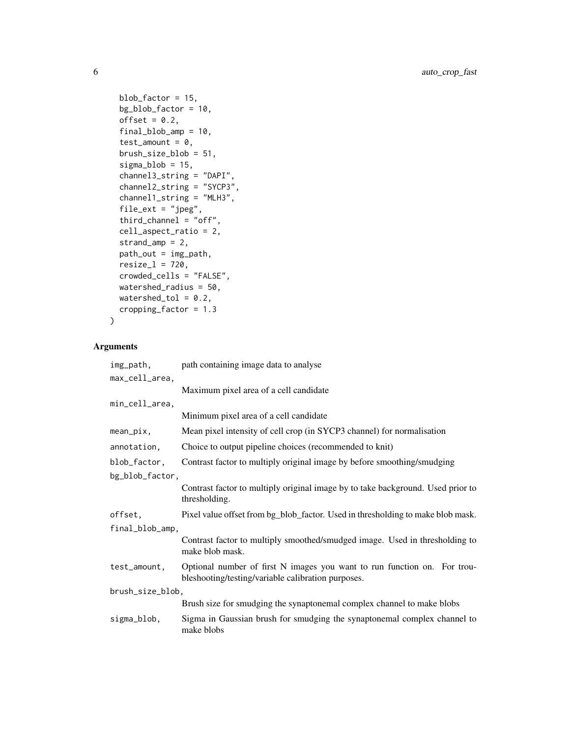```
  blob_factor = 15,
  bg_blob_factor = 10,
  offset = 0.2,
  final_blob_amp = 10,
  test_amount = 0,
  brush_size_blob = 51,
  sigma_blob = 15,
  channel3_string = "DAPI",
  channel2_string = "SYCP3",
  channel1_string = "MLH3",
  file_ext = "jpeg",
  third_channel = "off",
  cell_aspect_ratio = 2,
  strand_amp = 2,
  path_out = img_path,
  resize_l = 720,
  crowded_cells = "FALSE",
  watershed_radius = 50,
  watershed_tol = 0.2,
  cropping_factor = 1.3
)
```

## Arguments

| | |
|---|---|
| `img_path,` | path containing image data to analyse |
| `max_cell_area,` | Maximum pixel area of a cell candidate |
| `min_cell_area,` | Minimum pixel area of a cell candidate |
| `mean_pix,` | Mean pixel intensity of cell crop (in SYCP3 channel) for normalisation |
| `annotation,` | Choice to output pipeline choices (recommended to knit) |
| `blob_factor,` | Contrast factor to multiply original image by before smoothing/smudging |
| `bg_blob_factor,` | Contrast factor to multiply original image by to take background. Used prior to thresholding. |
| `offset,` | Pixel value offset from bg_blob_factor. Used in thresholding to make blob mask. |
| `final_blob_amp,` | Contrast factor to multiply smoothed/smudged image. Used in thresholding to make blob mask. |
| `test_amount,` | Optional number of first N images you want to run function on. For troubleshooting/testing/variable calibration purposes. |
| `brush_size_blob,` | Brush size for smudging the synaptonemal complex channel to make blobs |
| `sigma_blob,` | Sigma in Gaussian brush for smudging the synaptonemal complex channel to make blobs |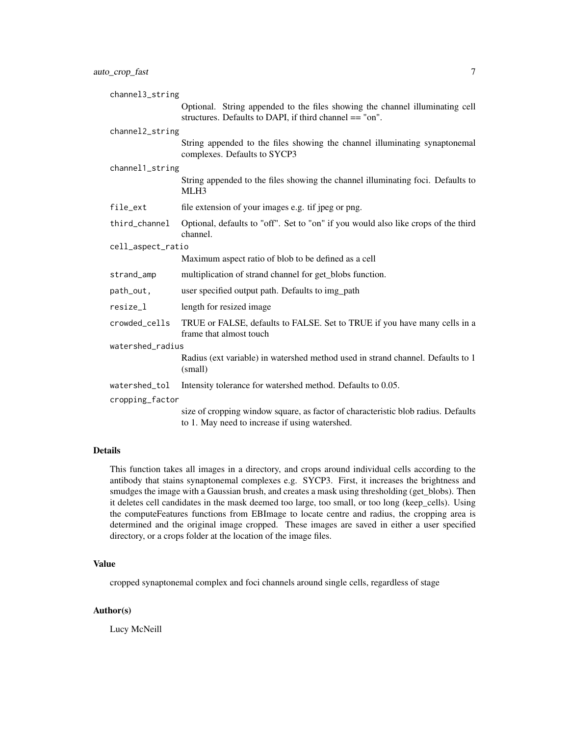| | |
|---|---|
| `channel3_string` | Optional. String appended to the files showing the channel illuminating cell structures. Defaults to DAPI, if third channel == "on". |
| `channel2_string` | String appended to the files showing the channel illuminating synaptonemal complexes. Defaults to SYCP3 |
| `channel1_string` | String appended to the files showing the channel illuminating foci. Defaults to MLH3 |
| `file_ext` | file extension of your images e.g. tif jpeg or png. |
| `third_channel` | Optional, defaults to "off". Set to "on" if you would also like crops of the third channel. |
| `cell_aspect_ratio` | Maximum aspect ratio of blob to be defined as a cell |
| `strand_amp` | multiplication of strand channel for get_blobs function. |
| `path_out,` | user specified output path. Defaults to img_path |
| `resize_l` | length for resized image |
| `crowded_cells` | TRUE or FALSE, defaults to FALSE. Set to TRUE if you have many cells in a frame that almost touch |
| `watershed_radius` | Radius (ext variable) in watershed method used in strand channel. Defaults to 1 (small) |
| `watershed_tol` | Intensity tolerance for watershed method. Defaults to 0.05. |
| `cropping_factor` | size of cropping window square, as factor of characteristic blob radius. Defaults to 1. May need to increase if using watershed. |

### Details

This function takes all images in a directory, and crops around individual cells according to the antibody that stains synaptonemal complexes e.g. SYCP3. First, it increases the brightness and smudges the image with a Gaussian brush, and creates a mask using thresholding (get_blobs). Then it deletes cell candidates in the mask deemed too large, too small, or too long (keep_cells). Using the computeFeatures functions from EBImage to locate centre and radius, the cropping area is determined and the original image cropped. These images are saved in either a user specified directory, or a crops folder at the location of the image files.

### Value

cropped synaptonemal complex and foci channels around single cells, regardless of stage

### Author(s)

Lucy McNeill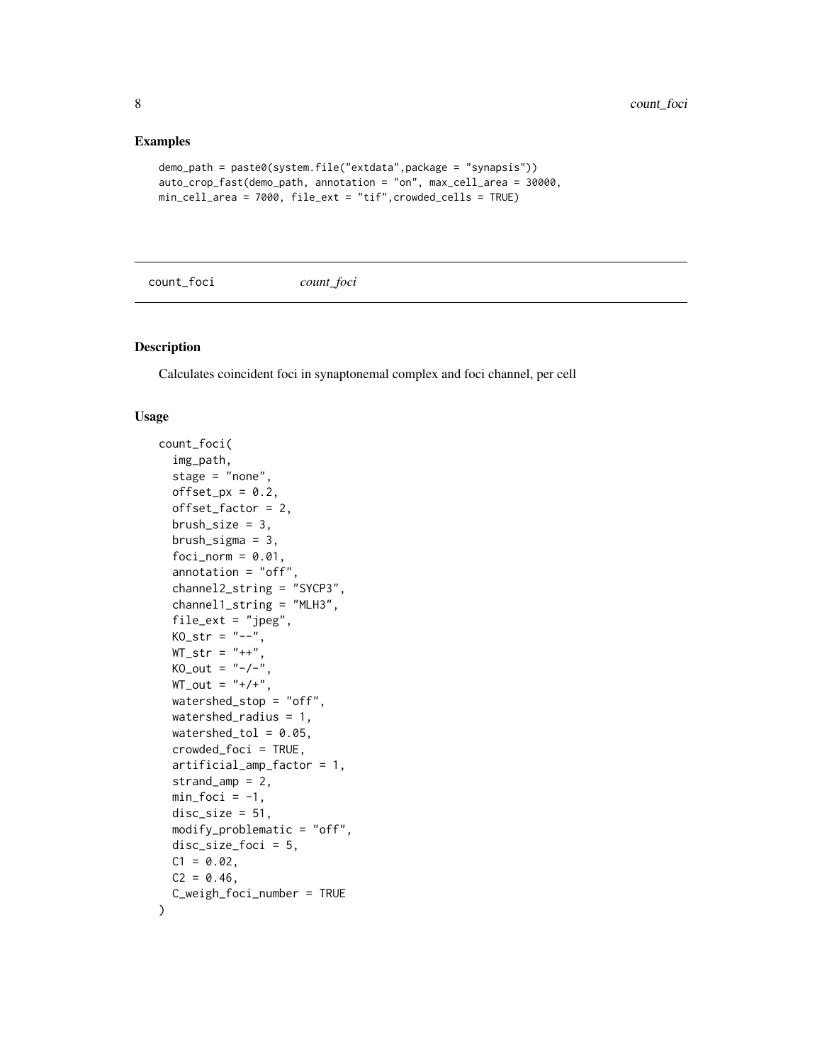## Examples

```
demo_path = paste0(system.file("extdata",package = "synapsis"))
auto_crop_fast(demo_path, annotation = "on", max_cell_area = 30000,
min_cell_area = 7000, file_ext = "tif",crowded_cells = TRUE)
```

---

count_foci *count_foci*

---

## Description

Calculates coincident foci in synaptonemal complex and foci channel, per cell

## Usage

```
count_foci(
  img_path,
  stage = "none",
  offset_px = 0.2,
  offset_factor = 2,
  brush_size = 3,
  brush_sigma = 3,
  foci_norm = 0.01,
  annotation = "off",
  channel2_string = "SYCP3",
  channel1_string = "MLH3",
  file_ext = "jpeg",
  KO_str = "--",
  WT_str = "++",
  KO_out = "-/-",
  WT_out = "+/+",
  watershed_stop = "off",
  watershed_radius = 1,
  watershed_tol = 0.05,
  crowded_foci = TRUE,
  artificial_amp_factor = 1,
  strand_amp = 2,
  min_foci = -1,
  disc_size = 51,
  modify_problematic = "off",
  disc_size_foci = 5,
  C1 = 0.02,
  C2 = 0.46,
  C_weigh_foci_number = TRUE
)
```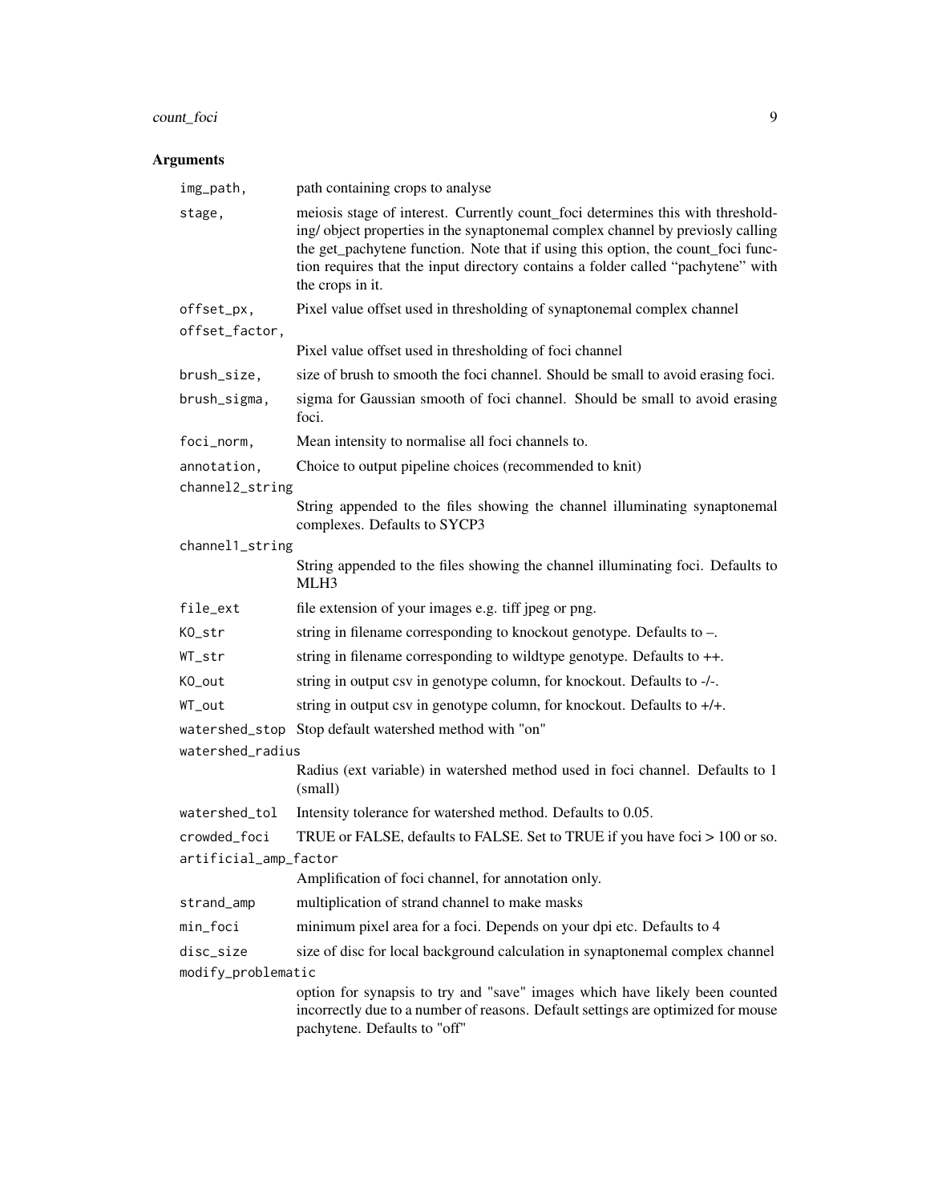## Arguments

| Argument | Description |
| --- | --- |
| `img_path,` | path containing crops to analyse |
| `stage,` | meiosis stage of interest. Currently count_foci determines this with thresholding/ object properties in the synaptonemal complex channel by previosly calling the get_pachytene function. Note that if using this option, the count_foci function requires that the input directory contains a folder called "pachytene" with the crops in it. |
| `offset_px,` | Pixel value offset used in thresholding of synaptonemal complex channel |
| `offset_factor,` | Pixel value offset used in thresholding of foci channel |
| `brush_size,` | size of brush to smooth the foci channel. Should be small to avoid erasing foci. |
| `brush_sigma,` | sigma for Gaussian smooth of foci channel. Should be small to avoid erasing foci. |
| `foci_norm,` | Mean intensity to normalise all foci channels to. |
| `annotation,` | Choice to output pipeline choices (recommended to knit) |
| `channel2_string` | String appended to the files showing the channel illuminating synaptonemal complexes. Defaults to SYCP3 |
| `channel1_string` | String appended to the files showing the channel illuminating foci. Defaults to MLH3 |
| `file_ext` | file extension of your images e.g. tiff jpeg or png. |
| `KO_str` | string in filename corresponding to knockout genotype. Defaults to –. |
| `WT_str` | string in filename corresponding to wildtype genotype. Defaults to ++. |
| `KO_out` | string in output csv in genotype column, for knockout. Defaults to -/-. |
| `WT_out` | string in output csv in genotype column, for knockout. Defaults to +/+. |
| `watershed_stop` | Stop default watershed method with "on" |
| `watershed_radius` | Radius (ext variable) in watershed method used in foci channel. Defaults to 1 (small) |
| `watershed_tol` | Intensity tolerance for watershed method. Defaults to 0.05. |
| `crowded_foci` | TRUE or FALSE, defaults to FALSE. Set to TRUE if you have foci > 100 or so. |
| `artificial_amp_factor` | Amplification of foci channel, for annotation only. |
| `strand_amp` | multiplication of strand channel to make masks |
| `min_foci` | minimum pixel area for a foci. Depends on your dpi etc. Defaults to 4 |
| `disc_size` | size of disc for local background calculation in synaptonemal complex channel |
| `modify_problematic` | option for synapsis to try and "save" images which have likely been counted incorrectly due to a number of reasons. Default settings are optimized for mouse pachytene. Defaults to "off" |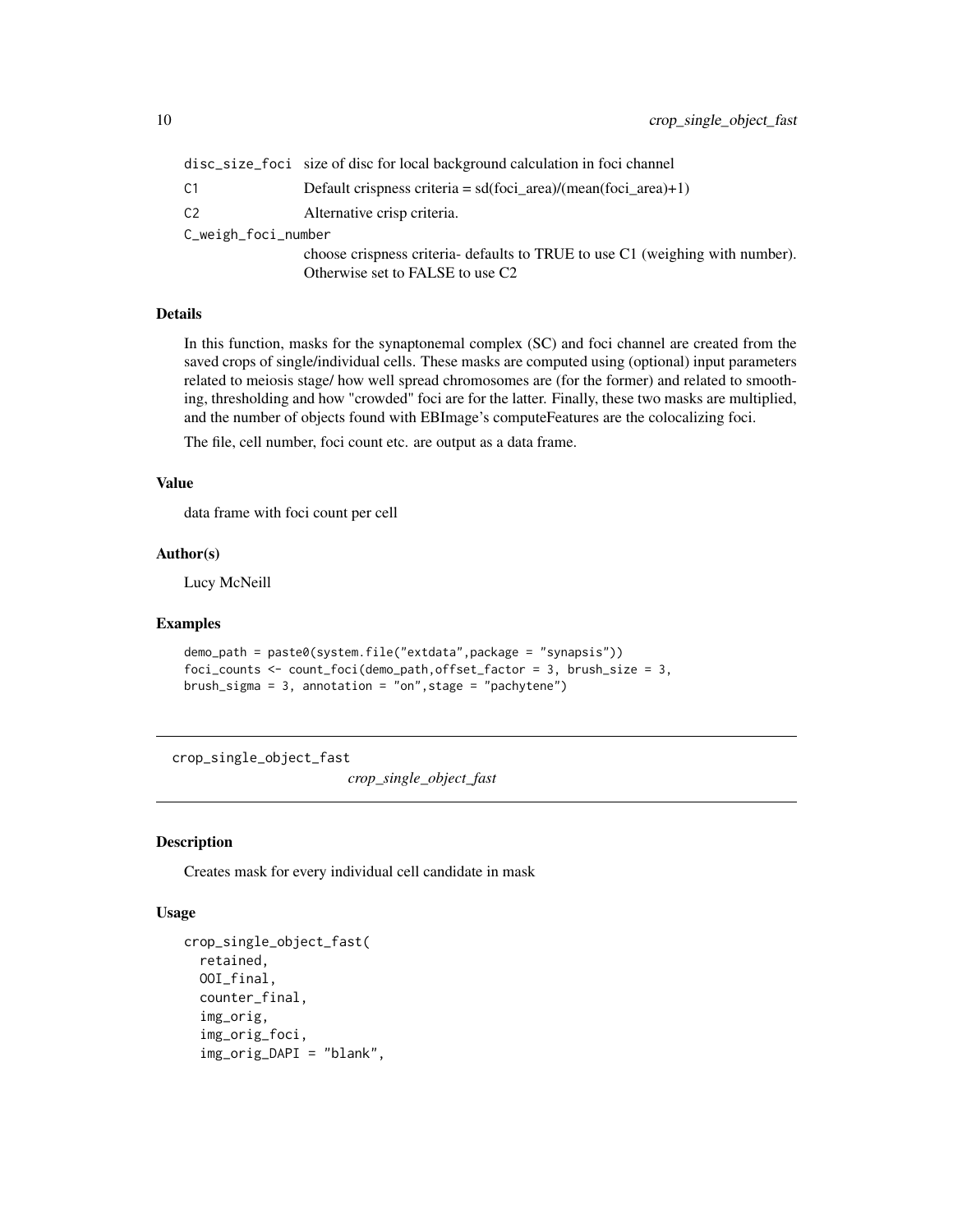| | |
|---|---|
| disc_size_foci | size of disc for local background calculation in foci channel |
| C1 | Default crispness criteria = sd(foci_area)/(mean(foci_area)+1) |
| C2 | Alternative crisp criteria. |
| C_weigh_foci_number | choose crispness criteria- defaults to TRUE to use C1 (weighing with number). Otherwise set to FALSE to use C2 |

### Details

In this function, masks for the synaptonemal complex (SC) and foci channel are created from the saved crops of single/individual cells. These masks are computed using (optional) input parameters related to meiosis stage/ how well spread chromosomes are (for the former) and related to smoothing, thresholding and how "crowded" foci are for the latter. Finally, these two masks are multiplied, and the number of objects found with EBImage's computeFeatures are the colocalizing foci.

The file, cell number, foci count etc. are output as a data frame.

### Value

data frame with foci count per cell

### Author(s)

Lucy McNeill

### Examples

```
demo_path = paste0(system.file("extdata",package = "synapsis"))
foci_counts <- count_foci(demo_path,offset_factor = 3, brush_size = 3,
brush_sigma = 3, annotation = "on",stage = "pachytene")
```

---

## crop_single_object_fast

*crop_single_object_fast*

---

### Description

Creates mask for every individual cell candidate in mask

### Usage

```
crop_single_object_fast(
  retained,
  OOI_final,
  counter_final,
  img_orig,
  img_orig_foci,
  img_orig_DAPI = "blank",
```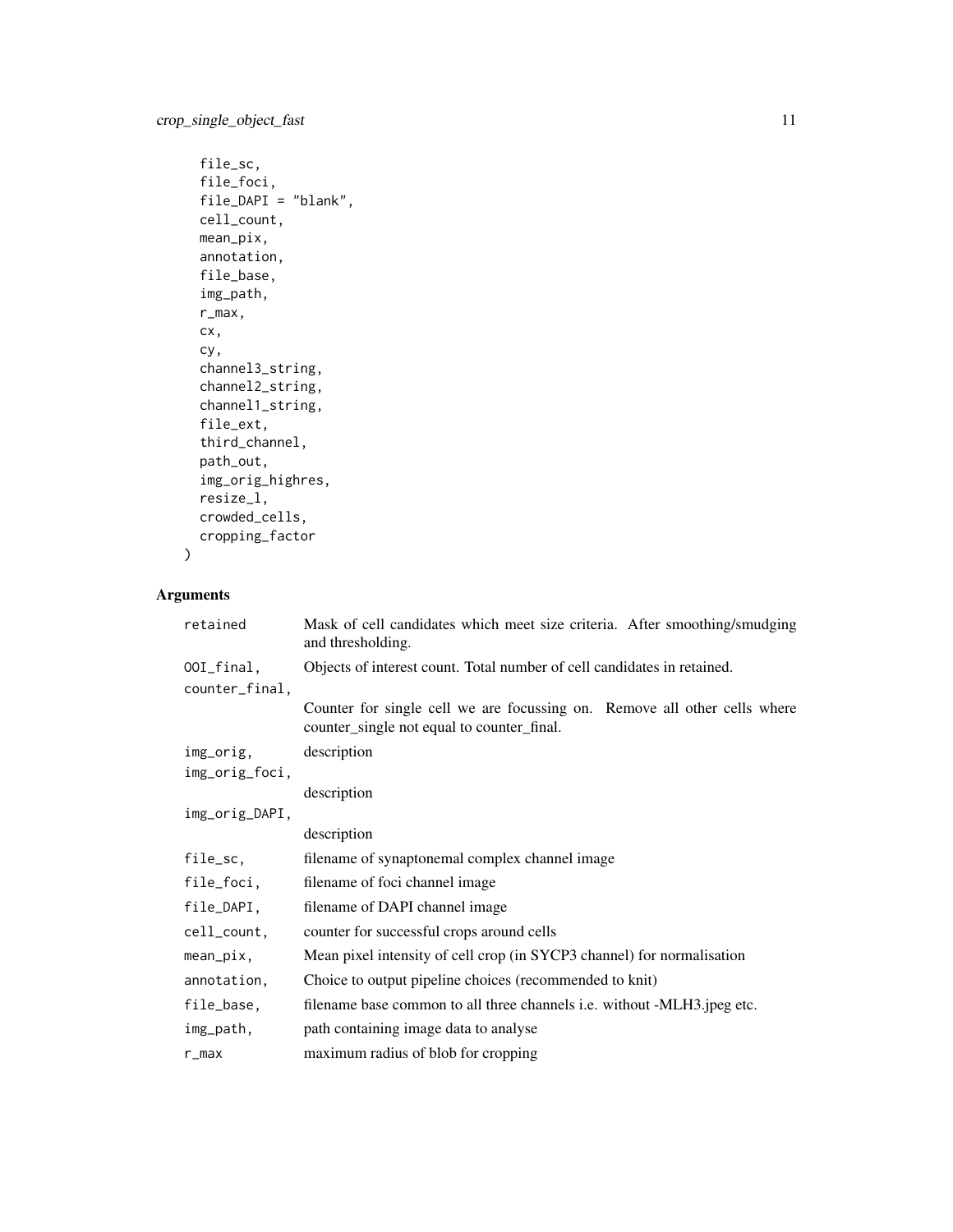```
  file_sc,
  file_foci,
  file_DAPI = "blank",
  cell_count,
  mean_pix,
  annotation,
  file_base,
  img_path,
  r_max,
  cx,
  cy,
  channel3_string,
  channel2_string,
  channel1_string,
  file_ext,
  third_channel,
  path_out,
  img_orig_highres,
  resize_l,
  crowded_cells,
  cropping_factor
)
```

## Arguments

| | |
|---|---|
| `retained` | Mask of cell candidates which meet size criteria. After smoothing/smudging and thresholding. |
| `OOI_final,` | Objects of interest count. Total number of cell candidates in retained. |
| `counter_final,` | Counter for single cell we are focussing on. Remove all other cells where counter_single not equal to counter_final. |
| `img_orig,` | description |
| `img_orig_foci,` | description |
| `img_orig_DAPI,` | description |
| `file_sc,` | filename of synaptonemal complex channel image |
| `file_foci,` | filename of foci channel image |
| `file_DAPI,` | filename of DAPI channel image |
| `cell_count,` | counter for successful crops around cells |
| `mean_pix,` | Mean pixel intensity of cell crop (in SYCP3 channel) for normalisation |
| `annotation,` | Choice to output pipeline choices (recommended to knit) |
| `file_base,` | filename base common to all three channels i.e. without -MLH3.jpeg etc. |
| `img_path,` | path containing image data to analyse |
| `r_max` | maximum radius of blob for cropping |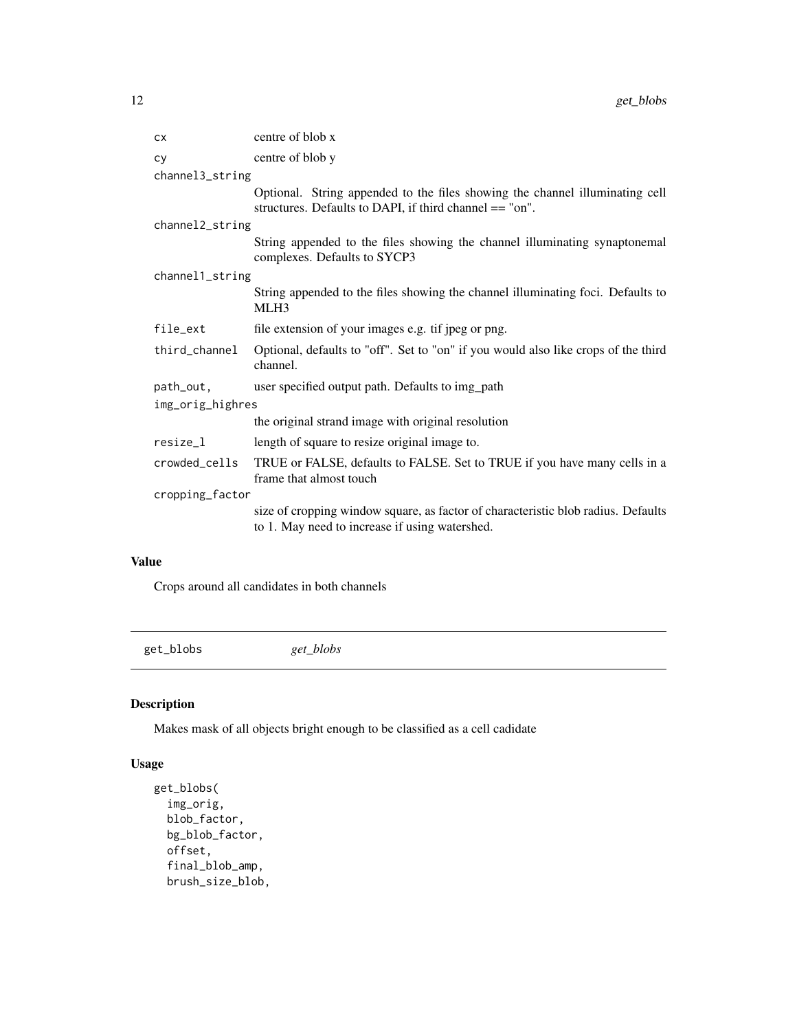| | |
|---|---|
| `cx` | centre of blob x |
| `cy` | centre of blob y |
| `channel3_string` | Optional. String appended to the files showing the channel illuminating cell structures. Defaults to DAPI, if third channel == "on". |
| `channel2_string` | String appended to the files showing the channel illuminating synaptonemal complexes. Defaults to SYCP3 |
| `channel1_string` | String appended to the files showing the channel illuminating foci. Defaults to MLH3 |
| `file_ext` | file extension of your images e.g. tif jpeg or png. |
| `third_channel` | Optional, defaults to "off". Set to "on" if you would also like crops of the third channel. |
| `path_out,` | user specified output path. Defaults to img_path |
| `img_orig_highres` | the original strand image with original resolution |
| `resize_l` | length of square to resize original image to. |
| `crowded_cells` | TRUE or FALSE, defaults to FALSE. Set to TRUE if you have many cells in a frame that almost touch |
| `cropping_factor` | size of cropping window square, as factor of characteristic blob radius. Defaults to 1. May need to increase if using watershed. |

## Value

Crops around all candidates in both channels

---

## get_blobs *get_blobs*

### Description

Makes mask of all objects bright enough to be classified as a cell cadidate

### Usage

```
get_blobs(
  img_orig,
  blob_factor,
  bg_blob_factor,
  offset,
  final_blob_amp,
  brush_size_blob,
```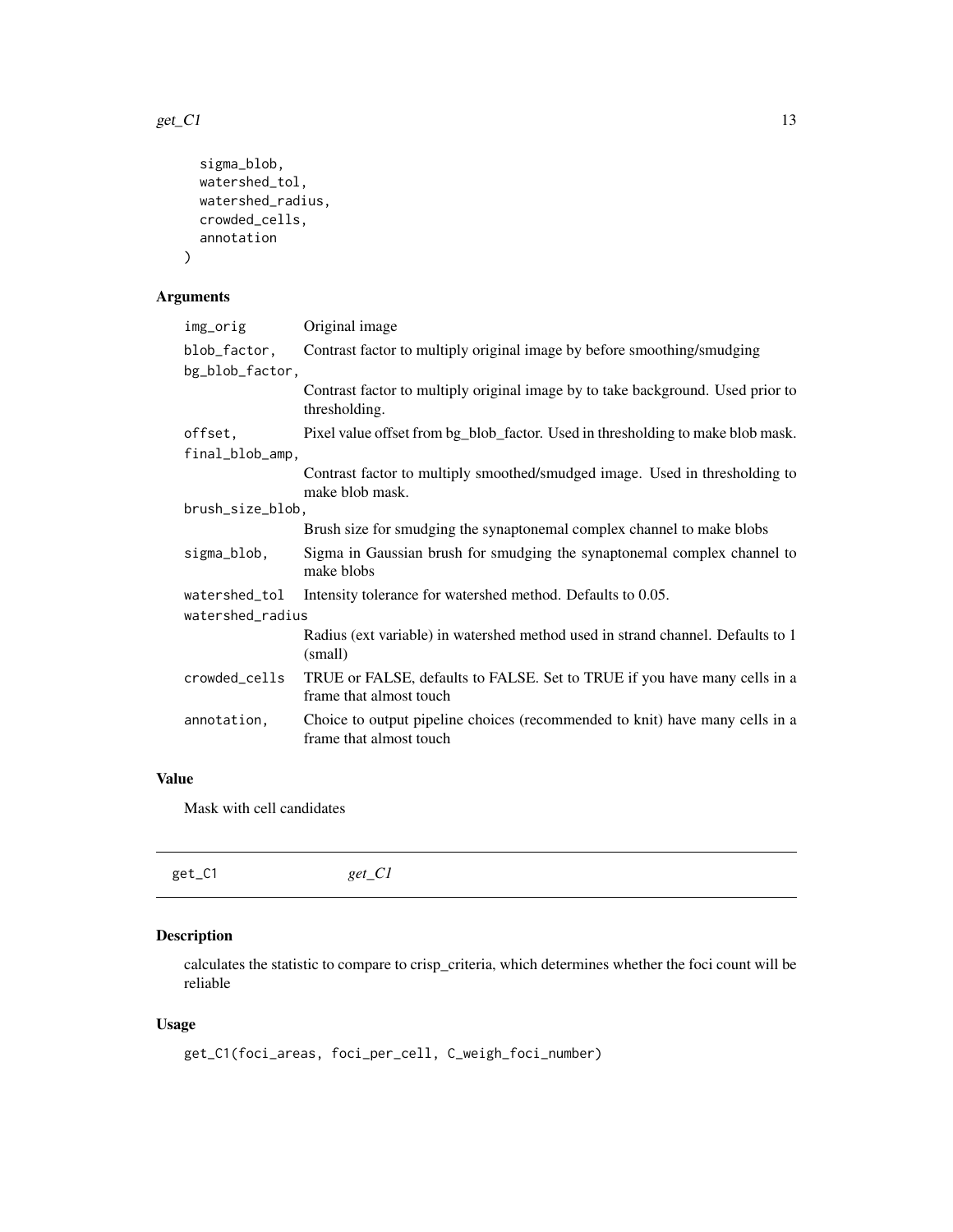```
  sigma_blob,
  watershed_tol,
  watershed_radius,
  crowded_cells,
  annotation
)
```

### Arguments

| | |
|---|---|
| img_orig | Original image |
| blob_factor, | Contrast factor to multiply original image by before smoothing/smudging |
| bg_blob_factor, | Contrast factor to multiply original image by to take background. Used prior to thresholding. |
| offset, | Pixel value offset from bg_blob_factor. Used in thresholding to make blob mask. |
| final_blob_amp, | Contrast factor to multiply smoothed/smudged image. Used in thresholding to make blob mask. |
| brush_size_blob, | Brush size for smudging the synaptonemal complex channel to make blobs |
| sigma_blob, | Sigma in Gaussian brush for smudging the synaptonemal complex channel to make blobs |
| watershed_tol | Intensity tolerance for watershed method. Defaults to 0.05. |
| watershed_radius | Radius (ext variable) in watershed method used in strand channel. Defaults to 1 (small) |
| crowded_cells | TRUE or FALSE, defaults to FALSE. Set to TRUE if you have many cells in a frame that almost touch |
| annotation, | Choice to output pipeline choices (recommended to knit) have many cells in a frame that almost touch |

### Value

Mask with cell candidates

## get_C1 &nbsp;&nbsp;&nbsp; *get_C1*

### Description

calculates the statistic to compare to crisp_criteria, which determines whether the foci count will be reliable

### Usage

```
get_C1(foci_areas, foci_per_cell, C_weigh_foci_number)
```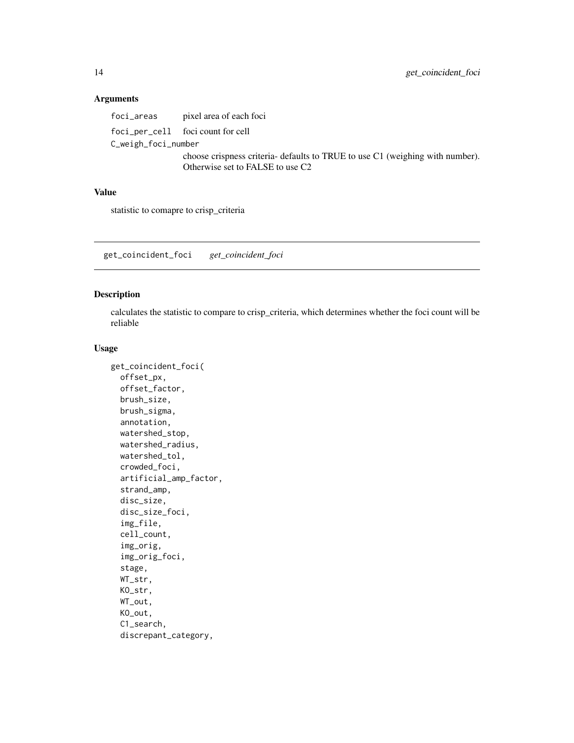### Arguments

- `foci_areas` pixel area of each foci
- `foci_per_cell` foci count for cell
- `C_weigh_foci_number` choose crispness criteria- defaults to TRUE to use C1 (weighing with number). Otherwise set to FALSE to use C2

### Value

statistic to comapre to crisp_criteria

---

## get_coincident_foci    *get_coincident_foci*

### Description

calculates the statistic to compare to crisp_criteria, which determines whether the foci count will be reliable

### Usage

```
get_coincident_foci(
  offset_px,
  offset_factor,
  brush_size,
  brush_sigma,
  annotation,
  watershed_stop,
  watershed_radius,
  watershed_tol,
  crowded_foci,
  artificial_amp_factor,
  strand_amp,
  disc_size,
  disc_size_foci,
  img_file,
  cell_count,
  img_orig,
  img_orig_foci,
  stage,
  WT_str,
  KO_str,
  WT_out,
  KO_out,
  C1_search,
  discrepant_category,
```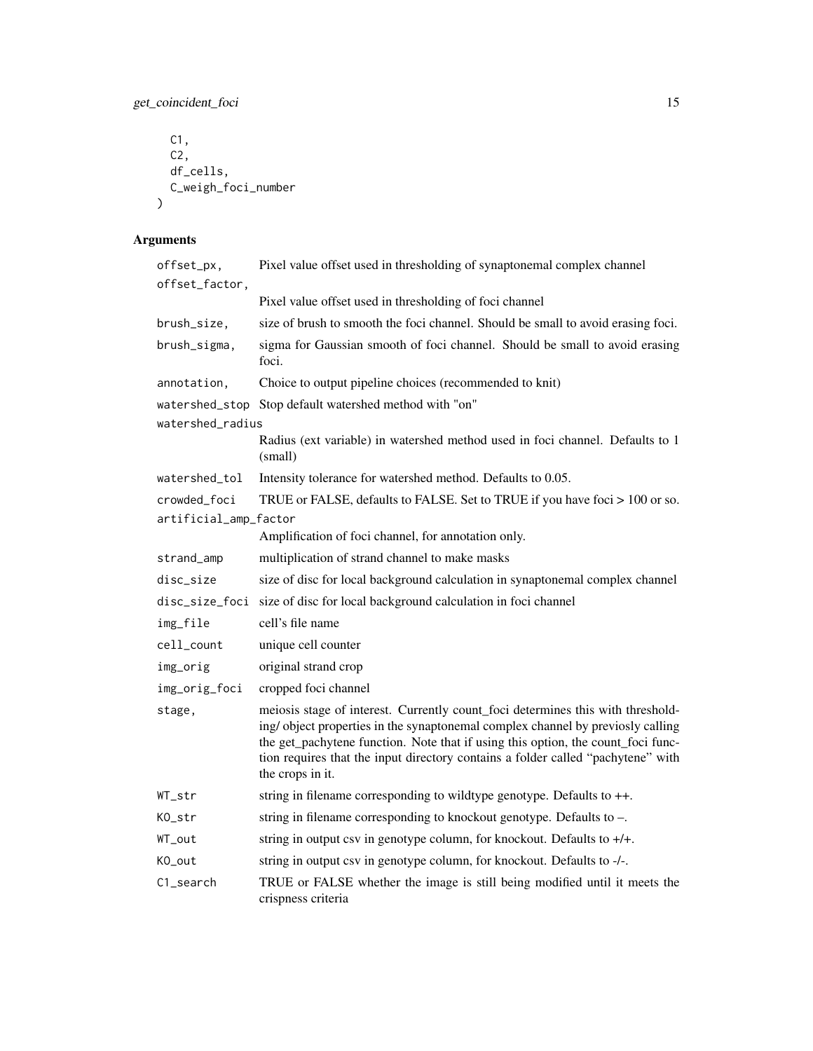```
  C1,
  C2,
  df_cells,
  C_weigh_foci_number
)
```

## Arguments

| Argument | Description |
|---|---|
| `offset_px, offset_factor,` | Pixel value offset used in thresholding of synaptonemal complex channel<br>Pixel value offset used in thresholding of foci channel |
| `brush_size,` | size of brush to smooth the foci channel. Should be small to avoid erasing foci. |
| `brush_sigma,` | sigma for Gaussian smooth of foci channel. Should be small to avoid erasing foci. |
| `annotation,` | Choice to output pipeline choices (recommended to knit) |
| `watershed_stop` | Stop default watershed method with "on" |
| `watershed_radius` | Radius (ext variable) in watershed method used in foci channel. Defaults to 1 (small) |
| `watershed_tol` | Intensity tolerance for watershed method. Defaults to 0.05. |
| `crowded_foci` | TRUE or FALSE, defaults to FALSE. Set to TRUE if you have foci > 100 or so. |
| `artificial_amp_factor` | Amplification of foci channel, for annotation only. |
| `strand_amp` | multiplication of strand channel to make masks |
| `disc_size` | size of disc for local background calculation in synaptonemal complex channel |
| `disc_size_foci` | size of disc for local background calculation in foci channel |
| `img_file` | cell's file name |
| `cell_count` | unique cell counter |
| `img_orig` | original strand crop |
| `img_orig_foci` | cropped foci channel |
| `stage,` | meiosis stage of interest. Currently count_foci determines this with thresholding/ object properties in the synaptonemal complex channel by previosly calling the get_pachytene function. Note that if using this option, the count_foci function requires that the input directory contains a folder called "pachytene" with the crops in it. |
| `WT_str` | string in filename corresponding to wildtype genotype. Defaults to ++. |
| `KO_str` | string in filename corresponding to knockout genotype. Defaults to –. |
| `WT_out` | string in output csv in genotype column, for knockout. Defaults to +/+. |
| `KO_out` | string in output csv in genotype column, for knockout. Defaults to -/-. |
| `C1_search` | TRUE or FALSE whether the image is still being modified until it meets the crispness criteria |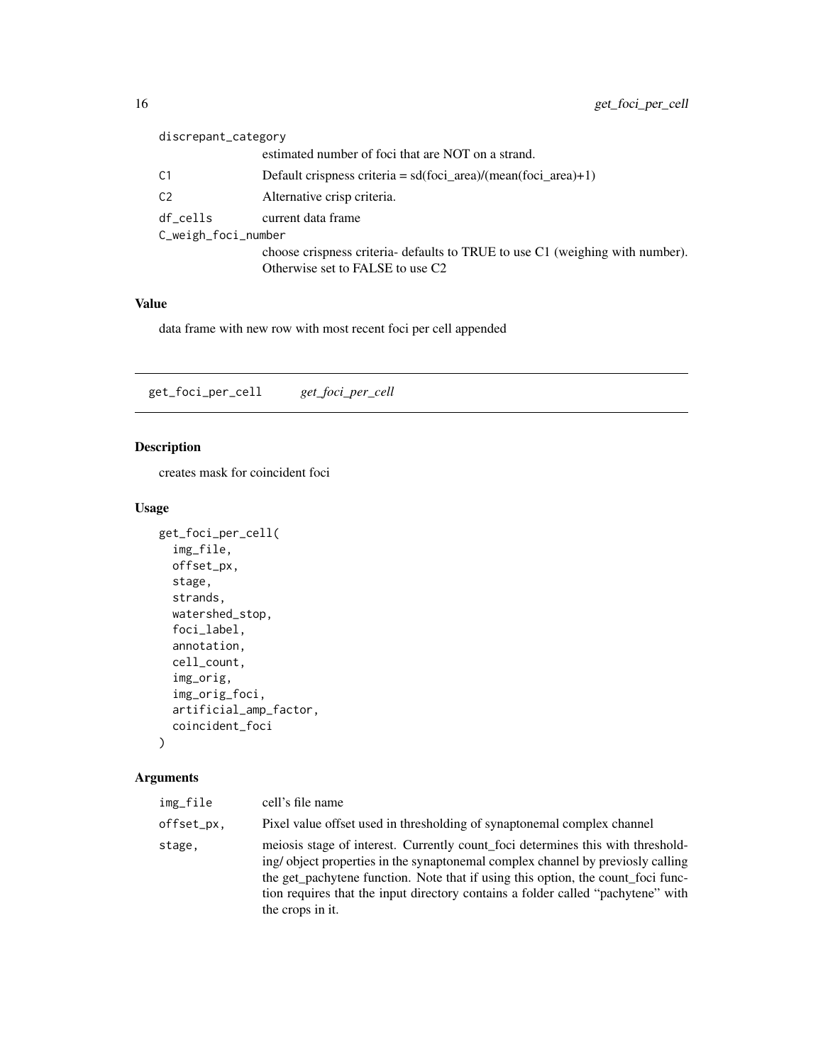| | |
|---|---|
| discrepant_category | estimated number of foci that are NOT on a strand. |
| C1 | Default crispness criteria = sd(foci_area)/(mean(foci_area)+1) |
| C2 | Alternative crisp criteria. |
| df_cells | current data frame |
| C_weigh_foci_number | choose crispness criteria- defaults to TRUE to use C1 (weighing with number). Otherwise set to FALSE to use C2 |

### Value

data frame with new row with most recent foci per cell appended

---

## get_foci_per_cell    *get_foci_per_cell*

---

### Description

creates mask for coincident foci

### Usage

```
get_foci_per_cell(
  img_file,
  offset_px,
  stage,
  strands,
  watershed_stop,
  foci_label,
  annotation,
  cell_count,
  img_orig,
  img_orig_foci,
  artificial_amp_factor,
  coincident_foci
)
```

### Arguments

| | |
|---|---|
| img_file | cell's file name |
| offset_px, | Pixel value offset used in thresholding of synaptonemal complex channel |
| stage, | meiosis stage of interest. Currently count_foci determines this with thresholding/ object properties in the synaptonemal complex channel by previosly calling the get_pachytene function. Note that if using this option, the count_foci function requires that the input directory contains a folder called "pachytene" with the crops in it. |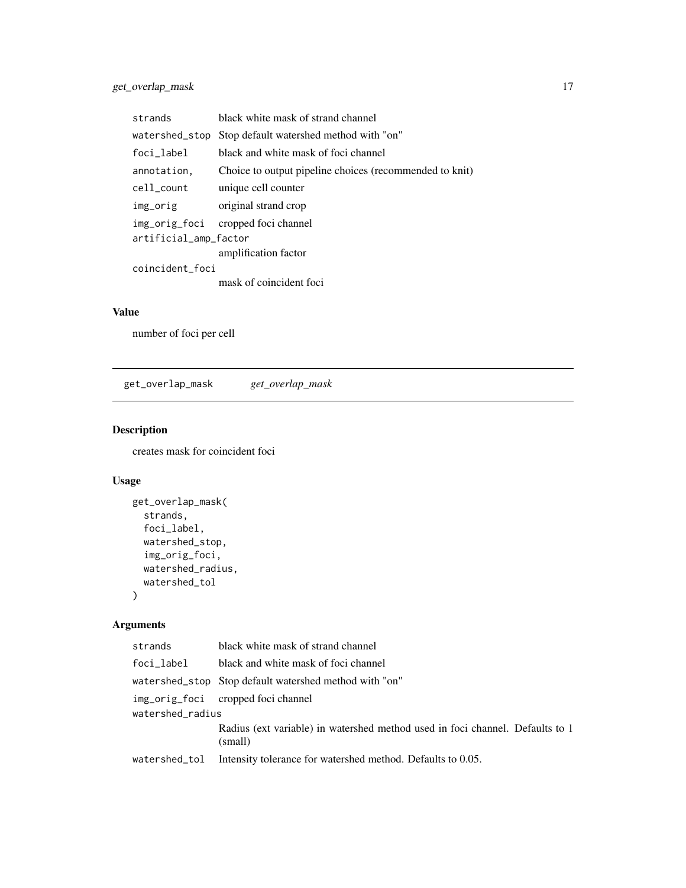| | |
|---|---|
| strands | black white mask of strand channel |
| watershed_stop | Stop default watershed method with "on" |
| foci_label | black and white mask of foci channel |
| annotation, | Choice to output pipeline choices (recommended to knit) |
| cell_count | unique cell counter |
| img_orig | original strand crop |
| img_orig_foci | cropped foci channel |
| artificial_amp_factor | amplification factor |
| coincident_foci | mask of coincident foci |

### Value

number of foci per cell

---

## get_overlap_mask *get_overlap_mask*

### Description

creates mask for coincident foci

### Usage

```
get_overlap_mask(
  strands,
  foci_label,
  watershed_stop,
  img_orig_foci,
  watershed_radius,
  watershed_tol
)
```

### Arguments

| | |
|---|---|
| strands | black white mask of strand channel |
| foci_label | black and white mask of foci channel |
| watershed_stop | Stop default watershed method with "on" |
| img_orig_foci | cropped foci channel |
| watershed_radius | Radius (ext variable) in watershed method used in foci channel. Defaults to 1 (small) |
| watershed_tol | Intensity tolerance for watershed method. Defaults to 0.05. |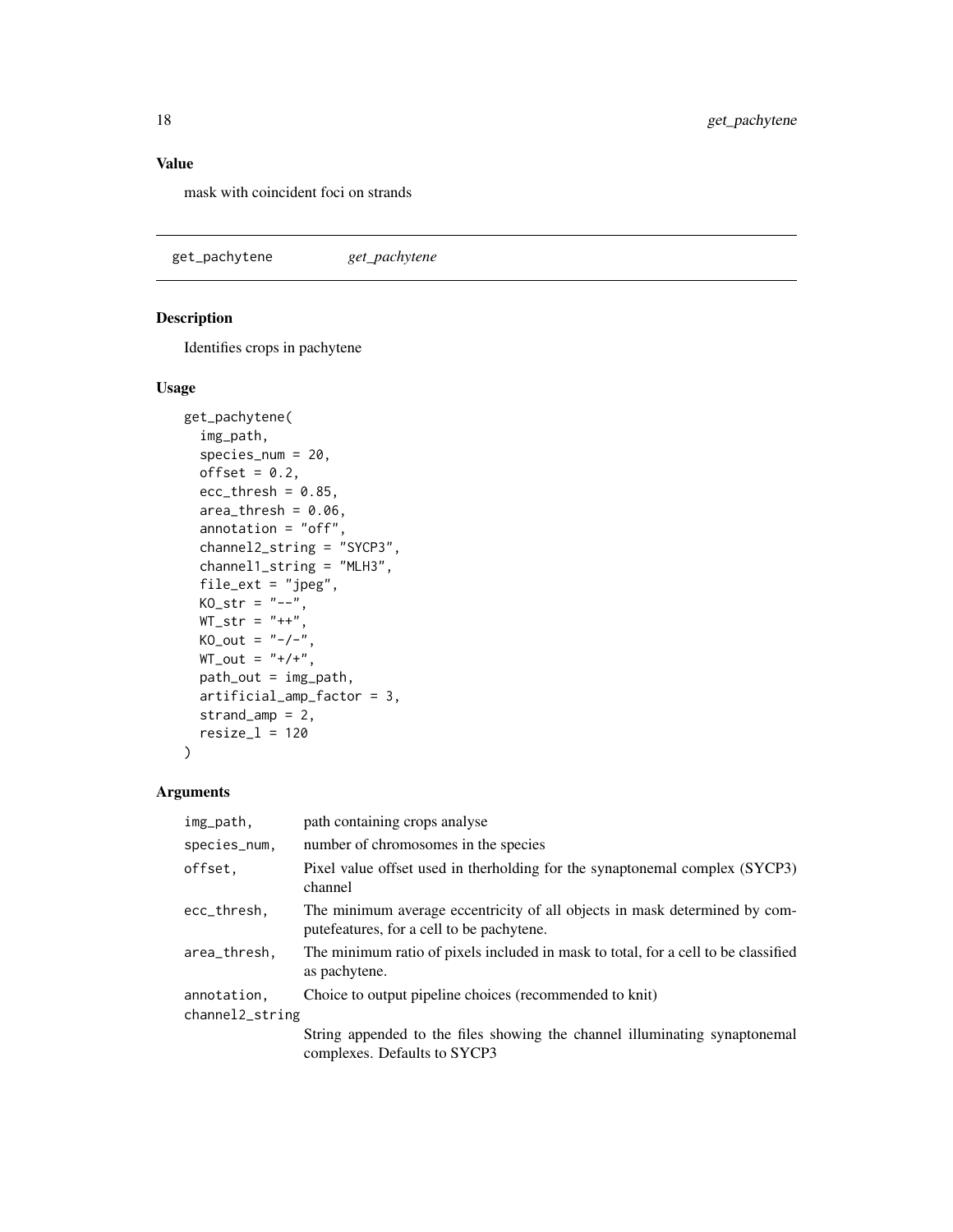## Value

mask with coincident foci on strands

---

## get_pachytene *get_pachytene*

### Description

Identifies crops in pachytene

### Usage

```
get_pachytene(
  img_path,
  species_num = 20,
  offset = 0.2,
  ecc_thresh = 0.85,
  area_thresh = 0.06,
  annotation = "off",
  channel2_string = "SYCP3",
  channel1_string = "MLH3",
  file_ext = "jpeg",
  KO_str = "--",
  WT_str = "++",
  KO_out = "-/-",
  WT_out = "+/+",
  path_out = img_path,
  artificial_amp_factor = 3,
  strand_amp = 2,
  resize_l = 120
)
```

### Arguments

| | |
|---|---|
| img_path, | path containing crops analyse |
| species_num, | number of chromosomes in the species |
| offset, | Pixel value offset used in therholding for the synaptonemal complex (SYCP3) channel |
| ecc_thresh, | The minimum average eccentricity of all objects in mask determined by computefeatures, for a cell to be pachytene. |
| area_thresh, | The minimum ratio of pixels included in mask to total, for a cell to be classified as pachytene. |
| annotation, | Choice to output pipeline choices (recommended to knit) |
| channel2_string | String appended to the files showing the channel illuminating synaptonemal complexes. Defaults to SYCP3 |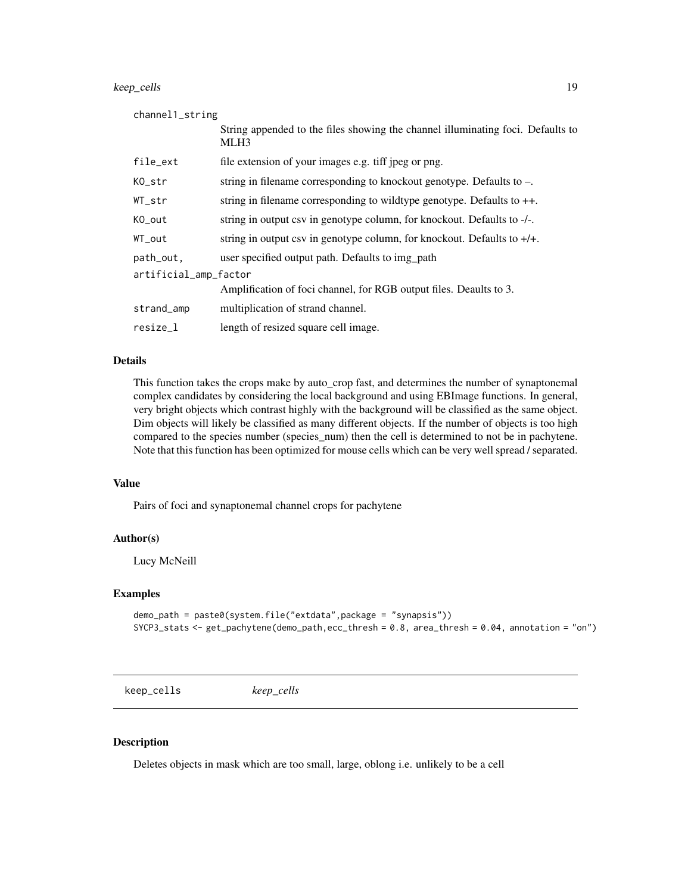| | |
|---|---|
| channel1_string | String appended to the files showing the channel illuminating foci. Defaults to MLH3 |
| file_ext | file extension of your images e.g. tiff jpeg or png. |
| KO_str | string in filename corresponding to knockout genotype. Defaults to –. |
| WT_str | string in filename corresponding to wildtype genotype. Defaults to ++. |
| KO_out | string in output csv in genotype column, for knockout. Defaults to -/-. |
| WT_out | string in output csv in genotype column, for knockout. Defaults to +/+. |
| path_out, | user specified output path. Defaults to img_path |
| artificial_amp_factor | Amplification of foci channel, for RGB output files. Deaults to 3. |
| strand_amp | multiplication of strand channel. |
| resize_l | length of resized square cell image. |

### Details

This function takes the crops make by auto_crop fast, and determines the number of synaptonemal complex candidates by considering the local background and using EBImage functions. In general, very bright objects which contrast highly with the background will be classified as the same object. Dim objects will likely be classified as many different objects. If the number of objects is too high compared to the species number (species_num) then the cell is determined to not be in pachytene. Note that this function has been optimized for mouse cells which can be very well spread / separated.

### Value

Pairs of foci and synaptonemal channel crops for pachytene

### Author(s)

Lucy McNeill

### Examples

```
demo_path = paste0(system.file("extdata",package = "synapsis"))
SYCP3_stats <- get_pachytene(demo_path,ecc_thresh = 0.8, area_thresh = 0.04, annotation = "on")
```

## keep_cells *keep_cells*

### Description

Deletes objects in mask which are too small, large, oblong i.e. unlikely to be a cell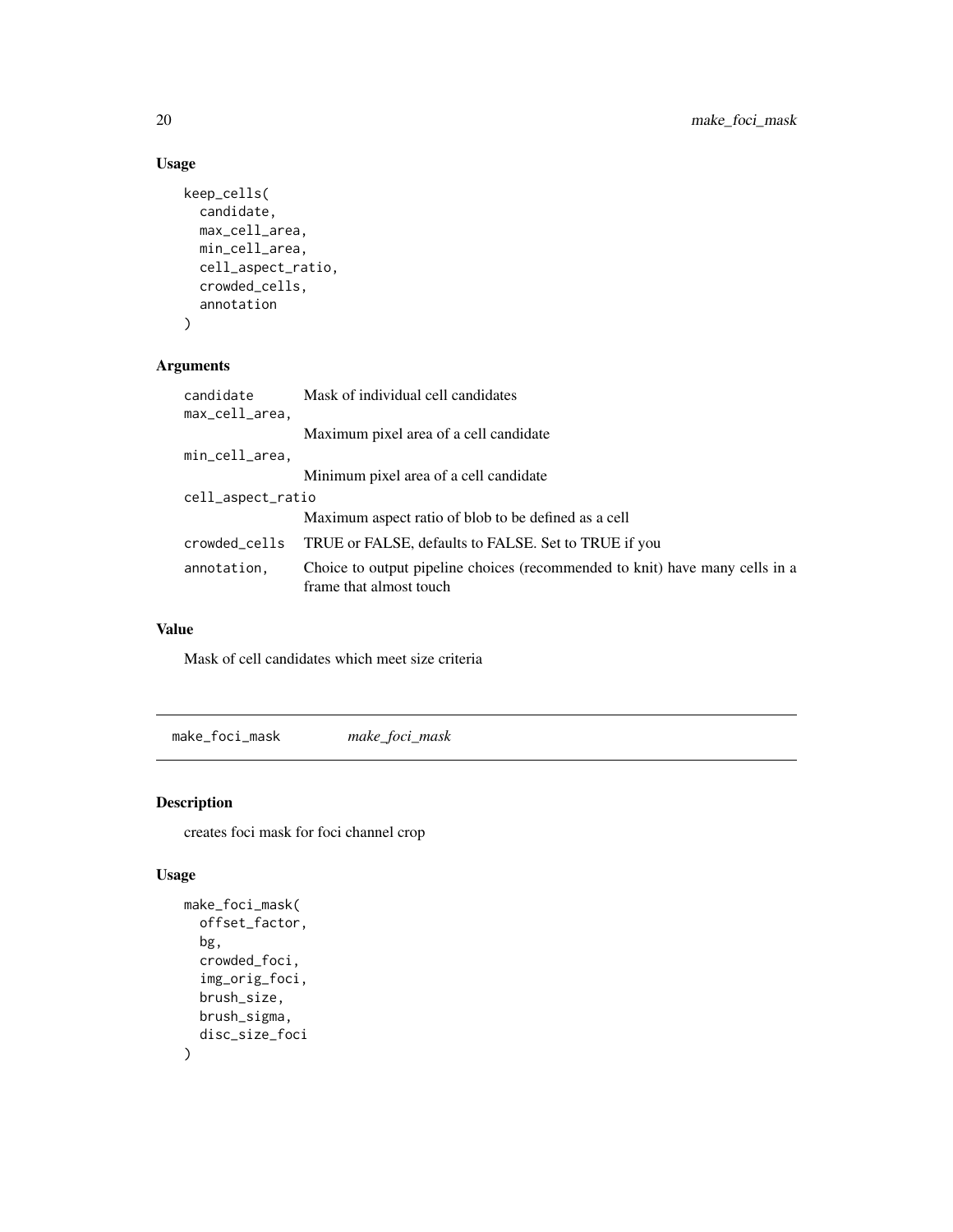## Usage

```
keep_cells(
  candidate,
  max_cell_area,
  min_cell_area,
  cell_aspect_ratio,
  crowded_cells,
  annotation
)
```

## Arguments

| | |
|---|---|
| candidate | Mask of individual cell candidates |
| max_cell_area, | Maximum pixel area of a cell candidate |
| min_cell_area, | Minimum pixel area of a cell candidate |
| cell_aspect_ratio | Maximum aspect ratio of blob to be defined as a cell |
| crowded_cells | TRUE or FALSE, defaults to FALSE. Set to TRUE if you |
| annotation, | Choice to output pipeline choices (recommended to knit) have many cells in a frame that almost touch |

## Value

Mask of cell candidates which meet size criteria

---

# make_foci_mask &nbsp;&nbsp;&nbsp; *make_foci_mask*

## Description

creates foci mask for foci channel crop

## Usage

```
make_foci_mask(
  offset_factor,
  bg,
  crowded_foci,
  img_orig_foci,
  brush_size,
  brush_sigma,
  disc_size_foci
)
```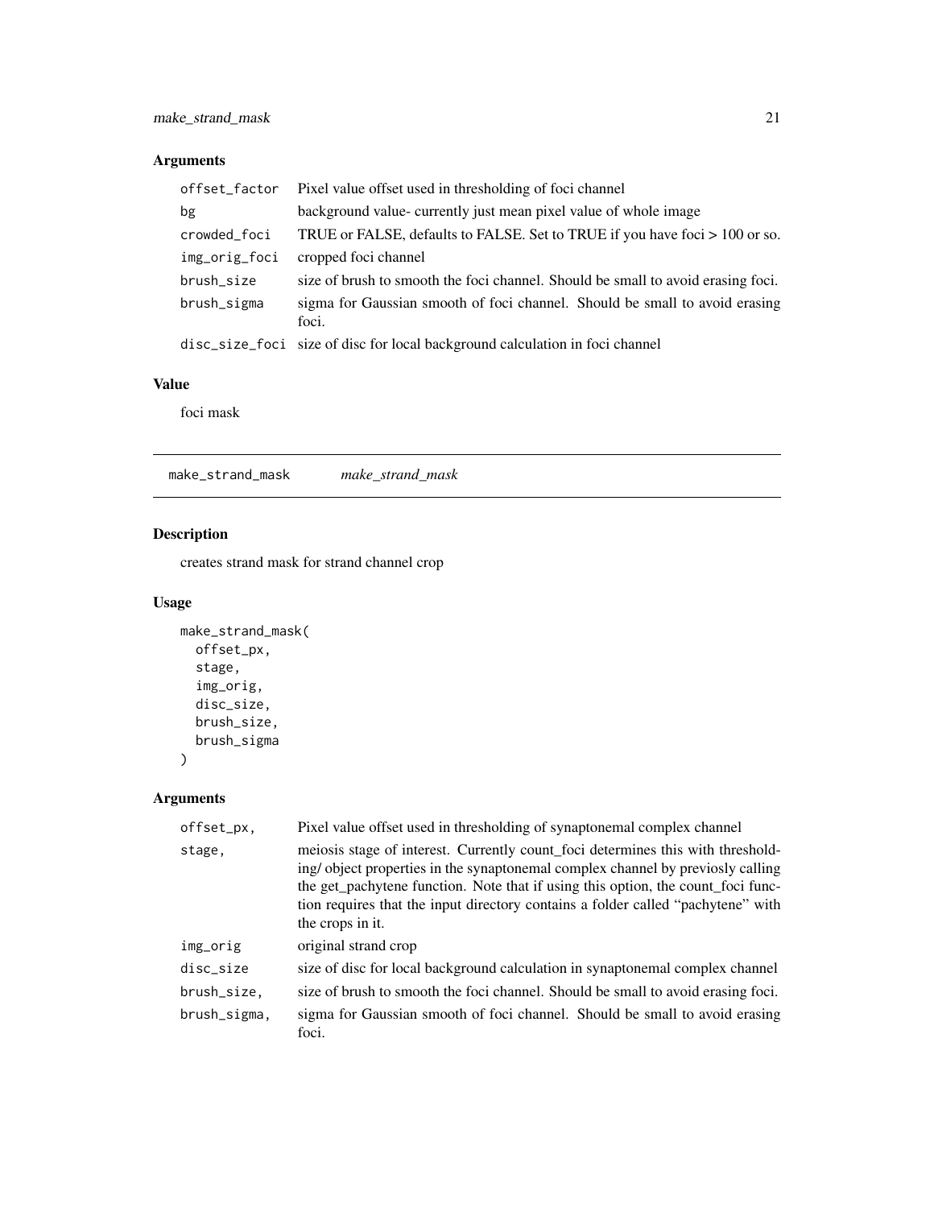## Arguments

| | |
|---|---|
| offset_factor | Pixel value offset used in thresholding of foci channel |
| bg | background value- currently just mean pixel value of whole image |
| crowded_foci | TRUE or FALSE, defaults to FALSE. Set to TRUE if you have foci > 100 or so. |
| img_orig_foci | cropped foci channel |
| brush_size | size of brush to smooth the foci channel. Should be small to avoid erasing foci. |
| brush_sigma | sigma for Gaussian smooth of foci channel. Should be small to avoid erasing foci. |
| disc_size_foci | size of disc for local background calculation in foci channel |

## Value

foci mask

---

# make_strand_mask *make_strand_mask*

## Description

creates strand mask for strand channel crop

## Usage

```
make_strand_mask(
  offset_px,
  stage,
  img_orig,
  disc_size,
  brush_size,
  brush_sigma
)
```

## Arguments

| | |
|---|---|
| offset_px, | Pixel value offset used in thresholding of synaptonemal complex channel |
| stage, | meiosis stage of interest. Currently count_foci determines this with thresholding/ object properties in the synaptonemal complex channel by previosly calling the get_pachytene function. Note that if using this option, the count_foci function requires that the input directory contains a folder called "pachytene" with the crops in it. |
| img_orig | original strand crop |
| disc_size | size of disc for local background calculation in synaptonemal complex channel |
| brush_size, | size of brush to smooth the foci channel. Should be small to avoid erasing foci. |
| brush_sigma, | sigma for Gaussian smooth of foci channel. Should be small to avoid erasing foci. |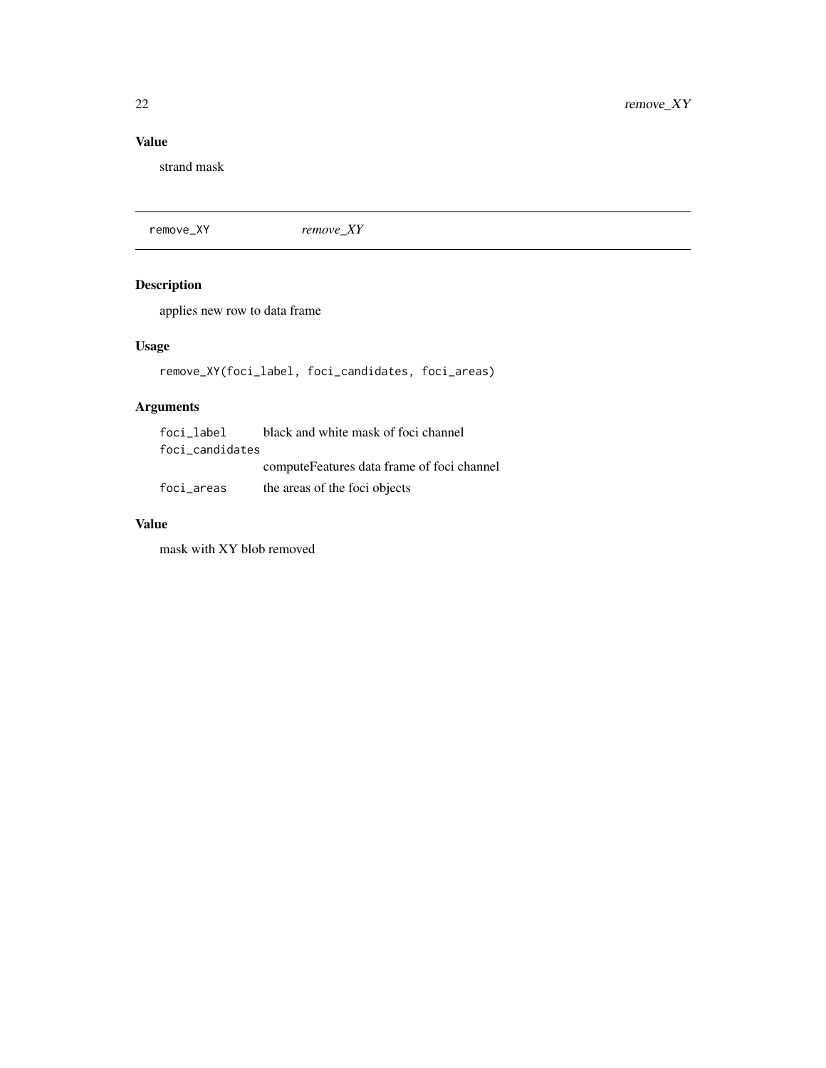## Value

strand mask

---

`remove_XY` *remove_XY*

---

### Description

applies new row to data frame

### Usage

```
remove_XY(foci_label, foci_candidates, foci_areas)
```

### Arguments

| | |
|---|---|
| `foci_label` | black and white mask of foci channel |
| `foci_candidates` | computeFeatures data frame of foci channel |
| `foci_areas` | the areas of the foci objects |

### Value

mask with XY blob removed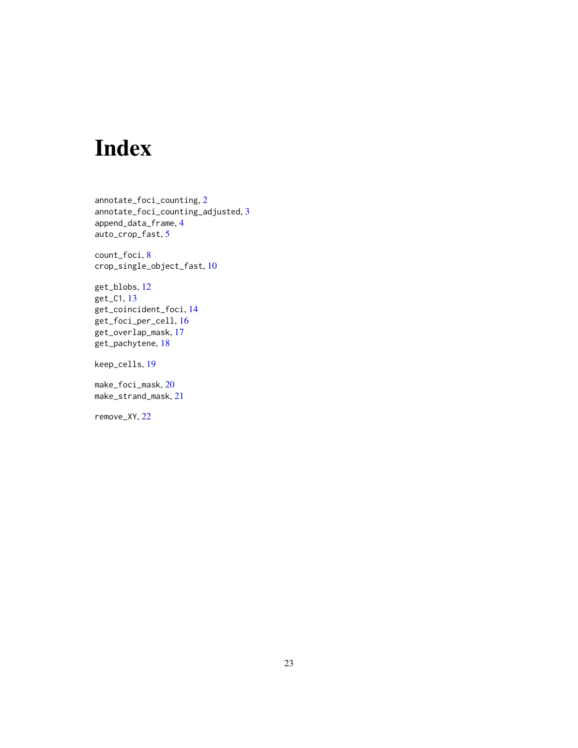# Index

annotate_foci_counting, 2
annotate_foci_counting_adjusted, 3
append_data_frame, 4
auto_crop_fast, 5

count_foci, 8
crop_single_object_fast, 10

get_blobs, 12
get_C1, 13
get_coincident_foci, 14
get_foci_per_cell, 16
get_overlap_mask, 17
get_pachytene, 18

keep_cells, 19

make_foci_mask, 20
make_strand_mask, 21

remove_XY, 22